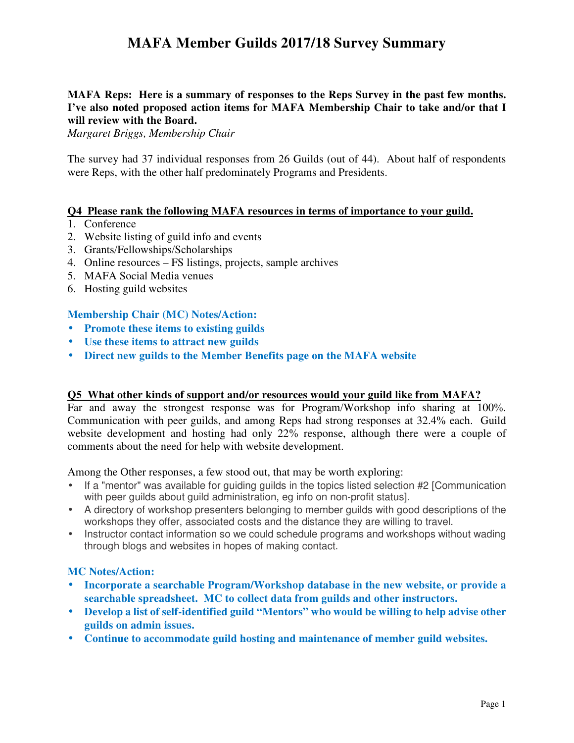# MAFA Member Guilds 2017/18 Survey Summary

**MAFA Reps: Here is a summary of responses to the Reps Survey in the past few months. I've also noted proposed action items for MAFA Membership Chair to take and/or that I will review with the Board.**
*Margaret Briggs, Membership Chair*

The survey had 37 individual responses from 26 Guilds (out of 44). About half of respondents were Reps, with the other half predominately Programs and Presidents.

## Q4 Please rank the following MAFA resources in terms of importance to your guild.

1. Conference
2. Website listing of guild info and events
3. Grants/Fellowships/Scholarships
4. Online resources – FS listings, projects, sample archives
5. MAFA Social Media venues
6. Hosting guild websites

**Membership Chair (MC) Notes/Action:**

- **Promote these items to existing guilds**
- **Use these items to attract new guilds**
- **Direct new guilds to the Member Benefits page on the MAFA website**

## Q5 What other kinds of support and/or resources would your guild like from MAFA?

Far and away the strongest response was for Program/Workshop info sharing at 100%. Communication with peer guilds, and among Reps had strong responses at 32.4% each. Guild website development and hosting had only 22% response, although there were a couple of comments about the need for help with website development.

Among the Other responses, a few stood out, that may be worth exploring:

- If a "mentor" was available for guiding guilds in the topics listed selection #2 [Communication with peer guilds about guild administration, eg info on non-profit status].
- A directory of workshop presenters belonging to member guilds with good descriptions of the workshops they offer, associated costs and the distance they are willing to travel.
- Instructor contact information so we could schedule programs and workshops without wading through blogs and websites in hopes of making contact.

**MC Notes/Action:**

- **Incorporate a searchable Program/Workshop database in the new website, or provide a searchable spreadsheet. MC to collect data from guilds and other instructors.**
- **Develop a list of self-identified guild "Mentors" who would be willing to help advise other guilds on admin issues.**
- **Continue to accommodate guild hosting and maintenance of member guild websites.**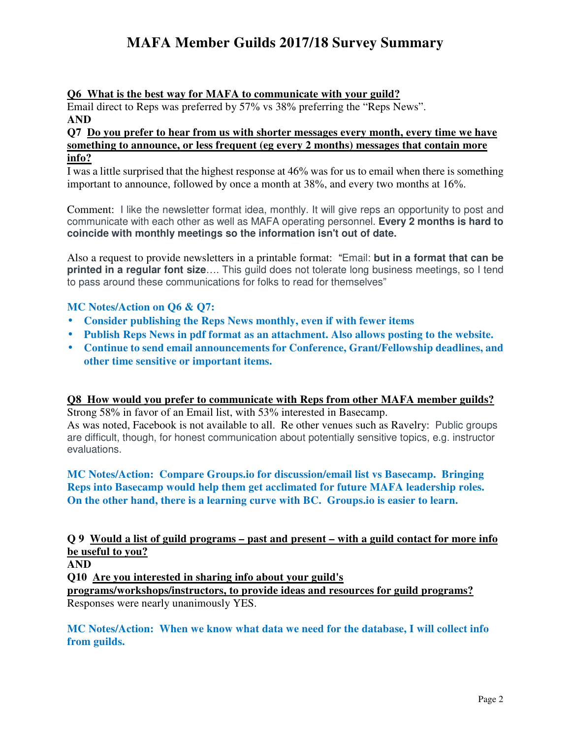# MAFA Member Guilds 2017/18 Survey Summary

**Q6 What is the best way for MAFA to communicate with your guild?**

Email direct to Reps was preferred by 57% vs 38% preferring the "Reps News".

**AND**

**Q7 Do you prefer to hear from us with shorter messages every month, every time we have something to announce, or less frequent (eg every 2 months) messages that contain more info?**

I was a little surprised that the highest response at 46% was for us to email when there is something important to announce, followed by once a month at 38%, and every two months at 16%.

Comment: I like the newsletter format idea, monthly. It will give reps an opportunity to post and communicate with each other as well as MAFA operating personnel. **Every 2 months is hard to coincide with monthly meetings so the information isn't out of date.**

Also a request to provide newsletters in a printable format: "Email: **but in a format that can be printed in a regular font size**…. This guild does not tolerate long business meetings, so I tend to pass around these communications for folks to read for themselves"

**MC Notes/Action on Q6 & Q7:**

- **Consider publishing the Reps News monthly, even if with fewer items**
- **Publish Reps News in pdf format as an attachment. Also allows posting to the website.**
- **Continue to send email announcements for Conference, Grant/Fellowship deadlines, and other time sensitive or important items.**

**Q8 How would you prefer to communicate with Reps from other MAFA member guilds?**

Strong 58% in favor of an Email list, with 53% interested in Basecamp.

As was noted, Facebook is not available to all. Re other venues such as Ravelry: Public groups are difficult, though, for honest communication about potentially sensitive topics, e.g. instructor evaluations.

**MC Notes/Action: Compare Groups.io for discussion/email list vs Basecamp. Bringing Reps into Basecamp would help them get acclimated for future MAFA leadership roles. On the other hand, there is a learning curve with BC. Groups.io is easier to learn.**

**Q 9 Would a list of guild programs – past and present – with a guild contact for more info be useful to you?**

**AND**

**Q10 Are you interested in sharing info about your guild's programs/workshops/instructors, to provide ideas and resources for guild programs?**

Responses were nearly unanimously YES.

**MC Notes/Action: When we know what data we need for the database, I will collect info from guilds.**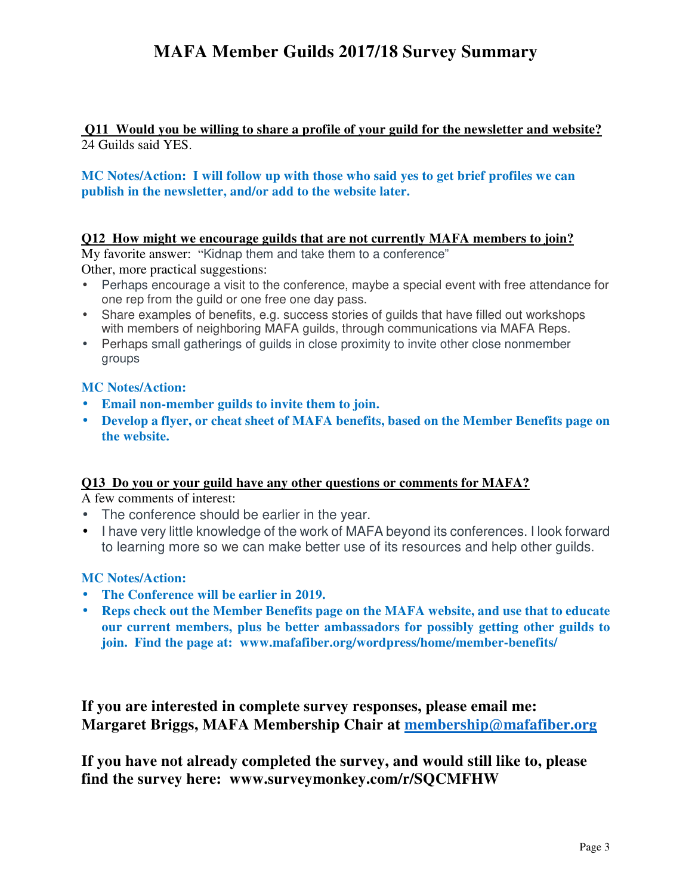# MAFA Member Guilds 2017/18 Survey Summary

**Q11 Would you be willing to share a profile of your guild for the newsletter and website?**

24 Guilds said YES.

**MC Notes/Action: I will follow up with those who said yes to get brief profiles we can publish in the newsletter, and/or add to the website later.**

**Q12 How might we encourage guilds that are not currently MAFA members to join?**

My favorite answer: "Kidnap them and take them to a conference"

Other, more practical suggestions:

- Perhaps encourage a visit to the conference, maybe a special event with free attendance for one rep from the guild or one free one day pass.
- Share examples of benefits, e.g. success stories of guilds that have filled out workshops with members of neighboring MAFA guilds, through communications via MAFA Reps.
- Perhaps small gatherings of guilds in close proximity to invite other close nonmember groups

**MC Notes/Action:**

- **Email non-member guilds to invite them to join.**
- **Develop a flyer, or cheat sheet of MAFA benefits, based on the Member Benefits page on the website.**

**Q13 Do you or your guild have any other questions or comments for MAFA?**

A few comments of interest:

- The conference should be earlier in the year.
- I have very little knowledge of the work of MAFA beyond its conferences. I look forward to learning more so we can make better use of its resources and help other guilds.

**MC Notes/Action:**

- **The Conference will be earlier in 2019.**
- **Reps check out the Member Benefits page on the MAFA website, and use that to educate our current members, plus be better ambassadors for possibly getting other guilds to join. Find the page at: www.mafafiber.org/wordpress/home/member-benefits/**

**If you are interested in complete survey responses, please email me: Margaret Briggs, MAFA Membership Chair at membership@mafafiber.org**

**If you have not already completed the survey, and would still like to, please find the survey here: www.surveymonkey.com/r/SQCMFHW**